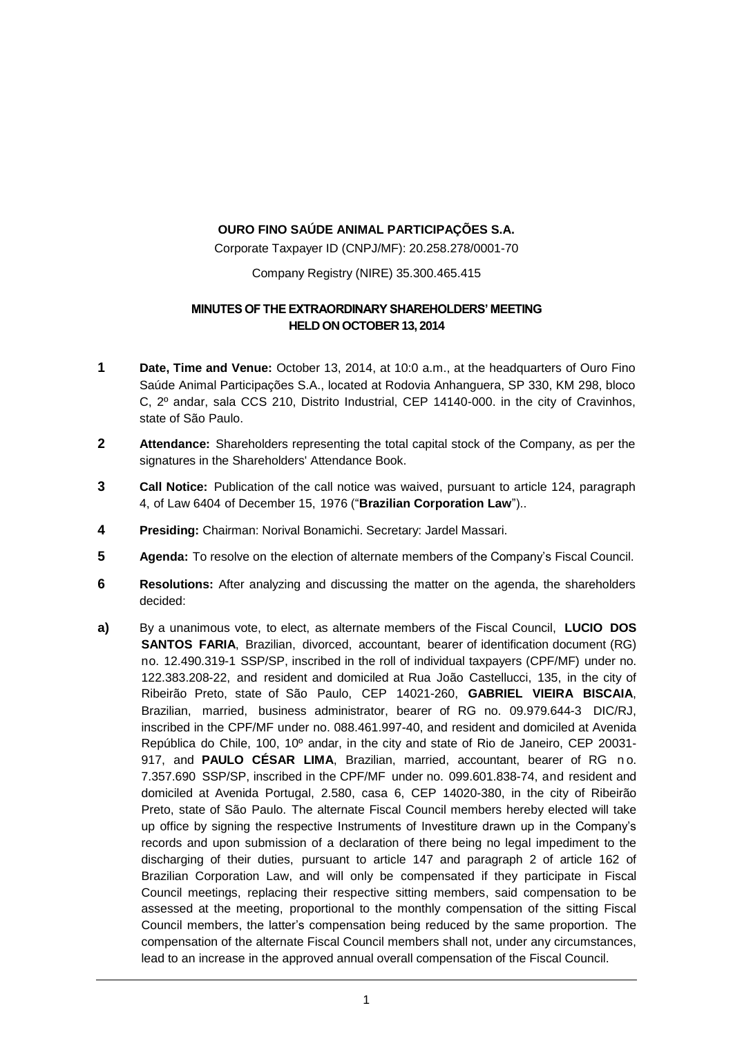**OURO FINO SAÚDE ANIMAL PARTICIPAÇÕES S.A.**

Corporate Taxpayer ID (CNPJ/MF): 20.258.278/0001-70

Company Registry (NIRE) 35.300.465.415

**MINUTES OF THE EXTRAORDINARY SHAREHOLDERS' MEETING HELD ON OCTOBER 13, 2014**

**1** **Date, Time and Venue:** October 13, 2014, at 10:0 a.m., at the headquarters of Ouro Fino Saúde Animal Participações S.A., located at Rodovia Anhanguera, SP 330, KM 298, bloco C, 2º andar, sala CCS 210, Distrito Industrial, CEP 14140-000. in the city of Cravinhos, state of São Paulo.

**2** **Attendance:** Shareholders representing the total capital stock of the Company, as per the signatures in the Shareholders' Attendance Book.

**3** **Call Notice:** Publication of the call notice was waived, pursuant to article 124, paragraph 4, of Law 6404 of December 15, 1976 ("**Brazilian Corporation Law**")..

**4** **Presiding:** Chairman: Norival Bonamichi. Secretary: Jardel Massari.

**5** **Agenda:** To resolve on the election of alternate members of the Company's Fiscal Council.

**6** **Resolutions:** After analyzing and discussing the matter on the agenda, the shareholders decided:

**a)** By a unanimous vote, to elect, as alternate members of the Fiscal Council, **LUCIO DOS SANTOS FARIA**, Brazilian, divorced, accountant, bearer of identification document (RG) no. 12.490.319-1 SSP/SP, inscribed in the roll of individual taxpayers (CPF/MF) under no. 122.383.208-22, and resident and domiciled at Rua João Castellucci, 135, in the city of Ribeirão Preto, state of São Paulo, CEP 14021-260, **GABRIEL VIEIRA BISCAIA**, Brazilian, married, business administrator, bearer of RG no. 09.979.644-3 DIC/RJ, inscribed in the CPF/MF under no. 088.461.997-40, and resident and domiciled at Avenida República do Chile, 100, 10º andar, in the city and state of Rio de Janeiro, CEP 20031-917, and **PAULO CÉSAR LIMA**, Brazilian, married, accountant, bearer of RG no. 7.357.690 SSP/SP, inscribed in the CPF/MF under no. 099.601.838-74, and resident and domiciled at Avenida Portugal, 2.580, casa 6, CEP 14020-380, in the city of Ribeirão Preto, state of São Paulo. The alternate Fiscal Council members hereby elected will take up office by signing the respective Instruments of Investiture drawn up in the Company's records and upon submission of a declaration of there being no legal impediment to the discharging of their duties, pursuant to article 147 and paragraph 2 of article 162 of Brazilian Corporation Law, and will only be compensated if they participate in Fiscal Council meetings, replacing their respective sitting members, said compensation to be assessed at the meeting, proportional to the monthly compensation of the sitting Fiscal Council members, the latter's compensation being reduced by the same proportion. The compensation of the alternate Fiscal Council members shall not, under any circumstances, lead to an increase in the approved annual overall compensation of the Fiscal Council.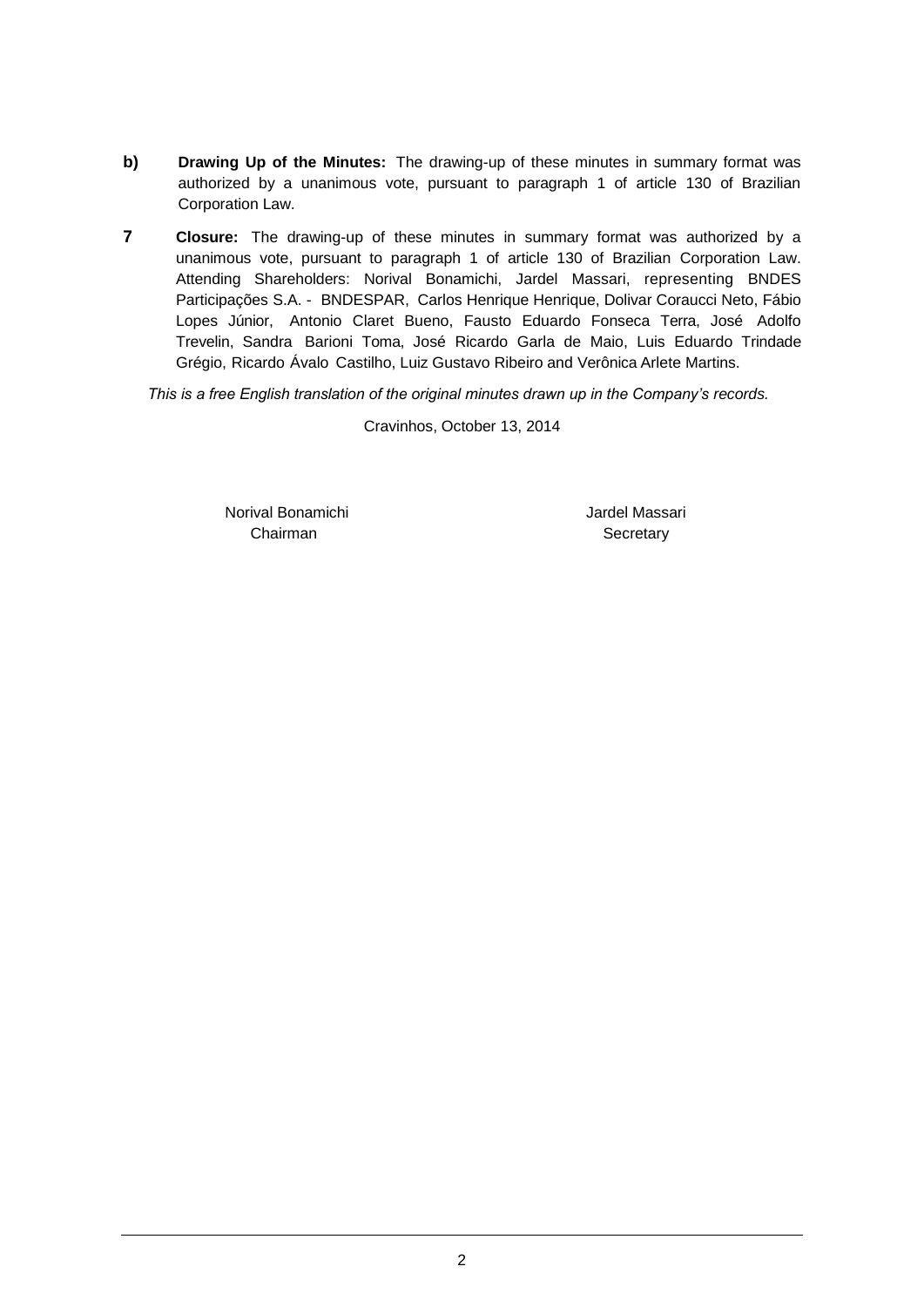**b)** **Drawing Up of the Minutes:** The drawing-up of these minutes in summary format was authorized by a unanimous vote, pursuant to paragraph 1 of article 130 of Brazilian Corporation Law.

**7** **Closure:** The drawing-up of these minutes in summary format was authorized by a unanimous vote, pursuant to paragraph 1 of article 130 of Brazilian Corporation Law. Attending Shareholders: Norival Bonamichi, Jardel Massari, representing BNDES Participações S.A. - BNDESPAR, Carlos Henrique Henrique, Dolivar Coraucci Neto, Fábio Lopes Júnior, Antonio Claret Bueno, Fausto Eduardo Fonseca Terra, José Adolfo Trevelin, Sandra Barioni Toma, José Ricardo Garla de Maio, Luis Eduardo Trindade Grégio, Ricardo Ávalo Castilho, Luiz Gustavo Ribeiro and Verônica Arlete Martins.

*This is a free English translation of the original minutes drawn up in the Company's records.*

Cravinhos, October 13, 2014

Norival Bonamichi
Chairman

Jardel Massari
Secretary